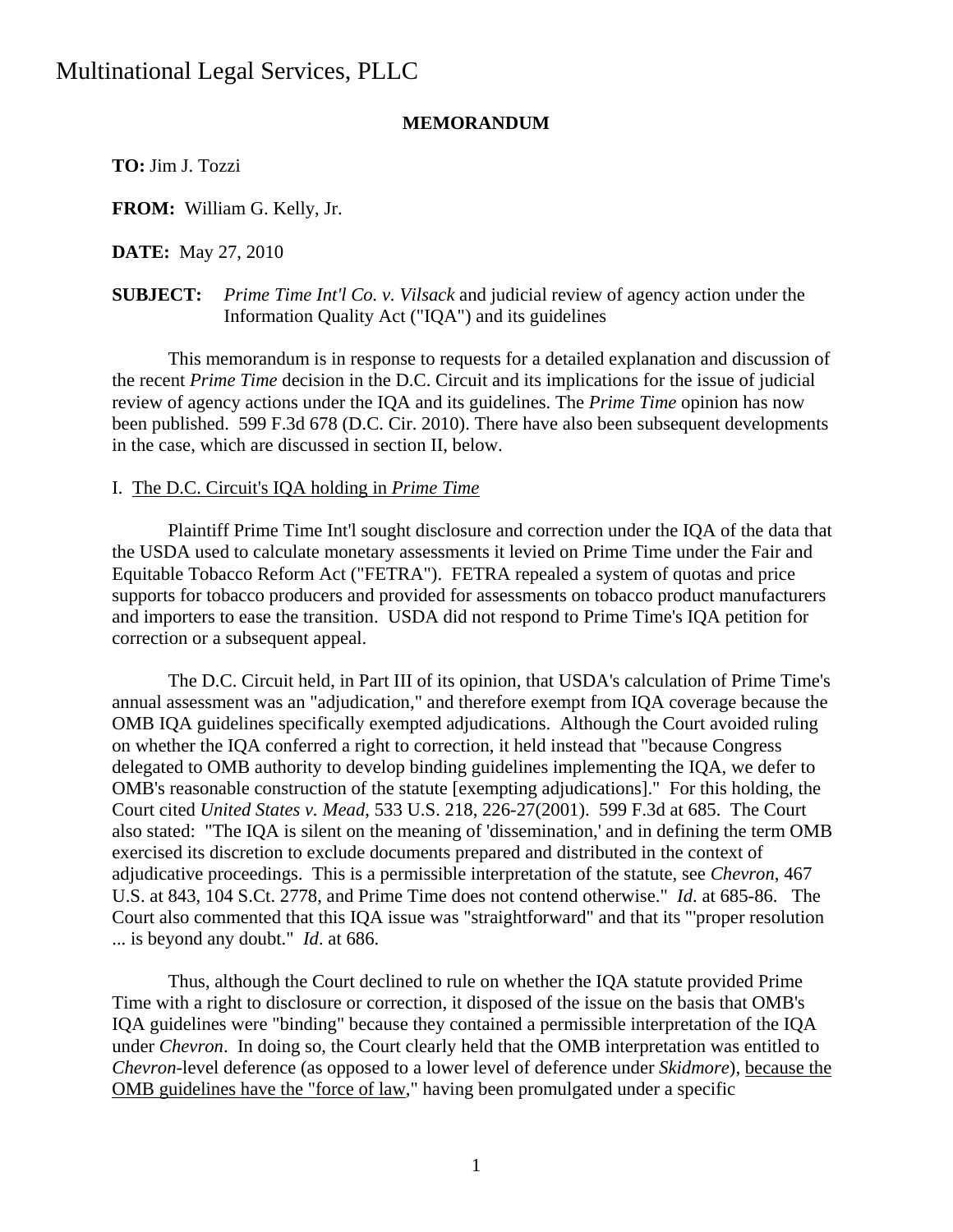# Multinational Legal Services, PLLC

**MEMORANDUM**

**TO:** Jim J. Tozzi

**FROM:** William G. Kelly, Jr.

**DATE:** May 27, 2010

**SUBJECT:** *Prime Time Int'l Co. v. Vilsack* and judicial review of agency action under the Information Quality Act ("IQA") and its guidelines

This memorandum is in response to requests for a detailed explanation and discussion of the recent *Prime Time* decision in the D.C. Circuit and its implications for the issue of judicial review of agency actions under the IQA and its guidelines. The *Prime Time* opinion has now been published. 599 F.3d 678 (D.C. Cir. 2010). There have also been subsequent developments in the case, which are discussed in section II, below.

## I. The D.C. Circuit's IQA holding in *Prime Time*

Plaintiff Prime Time Int'l sought disclosure and correction under the IQA of the data that the USDA used to calculate monetary assessments it levied on Prime Time under the Fair and Equitable Tobacco Reform Act ("FETRA"). FETRA repealed a system of quotas and price supports for tobacco producers and provided for assessments on tobacco product manufacturers and importers to ease the transition. USDA did not respond to Prime Time's IQA petition for correction or a subsequent appeal.

The D.C. Circuit held, in Part III of its opinion, that USDA's calculation of Prime Time's annual assessment was an "adjudication," and therefore exempt from IQA coverage because the OMB IQA guidelines specifically exempted adjudications. Although the Court avoided ruling on whether the IQA conferred a right to correction, it held instead that "because Congress delegated to OMB authority to develop binding guidelines implementing the IQA, we defer to OMB's reasonable construction of the statute [exempting adjudications]." For this holding, the Court cited *United States v. Mead*, 533 U.S. 218, 226-27(2001). 599 F.3d at 685. The Court also stated: "The IQA is silent on the meaning of 'dissemination,' and in defining the term OMB exercised its discretion to exclude documents prepared and distributed in the context of adjudicative proceedings. This is a permissible interpretation of the statute, see *Chevron*, 467 U.S. at 843, 104 S.Ct. 2778, and Prime Time does not contend otherwise." *Id*. at 685-86. The Court also commented that this IQA issue was "straightforward" and that its "'proper resolution ... is beyond any doubt." *Id*. at 686.

Thus, although the Court declined to rule on whether the IQA statute provided Prime Time with a right to disclosure or correction, it disposed of the issue on the basis that OMB's IQA guidelines were "binding" because they contained a permissible interpretation of the IQA under *Chevron*. In doing so, the Court clearly held that the OMB interpretation was entitled to *Chevron*-level deference (as opposed to a lower level of deference under *Skidmore*), <u>because the OMB guidelines have the "force of law</u>," having been promulgated under a specific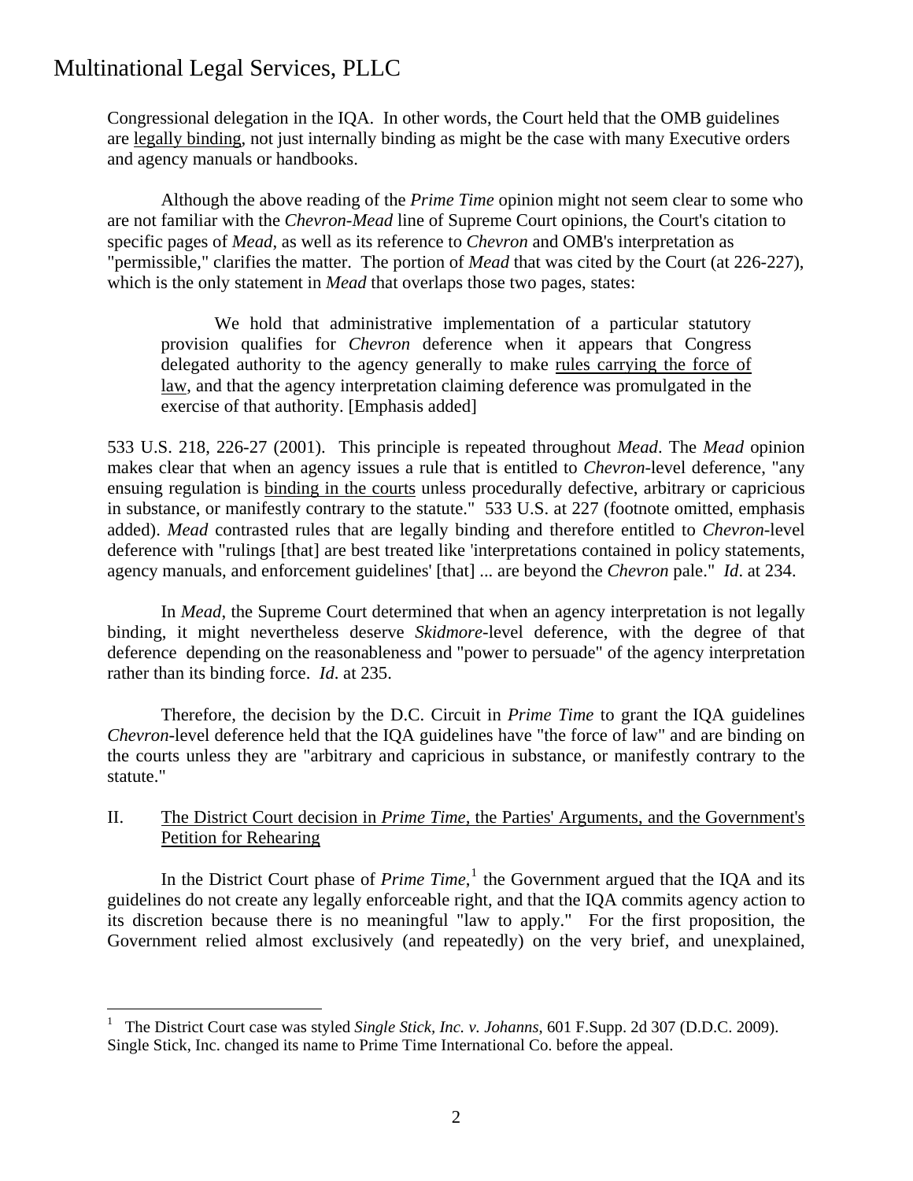Congressional delegation in the IQA. In other words, the Court held that the OMB guidelines are <u>legally binding</u>, not just internally binding as might be the case with many Executive orders and agency manuals or handbooks.

Although the above reading of the *Prime Time* opinion might not seem clear to some who are not familiar with the *Chevron-Mead* line of Supreme Court opinions, the Court's citation to specific pages of *Mead*, as well as its reference to *Chevron* and OMB's interpretation as "permissible," clarifies the matter. The portion of *Mead* that was cited by the Court (at 226-227), which is the only statement in *Mead* that overlaps those two pages, states:

> We hold that administrative implementation of a particular statutory provision qualifies for *Chevron* deference when it appears that Congress delegated authority to the agency generally to make <u>rules carrying the force of law</u>, and that the agency interpretation claiming deference was promulgated in the exercise of that authority. [Emphasis added]

533 U.S. 218, 226-27 (2001). This principle is repeated throughout *Mead*. The *Mead* opinion makes clear that when an agency issues a rule that is entitled to *Chevron*-level deference, "any ensuing regulation is <u>binding in the courts</u> unless procedurally defective, arbitrary or capricious in substance, or manifestly contrary to the statute." 533 U.S. at 227 (footnote omitted, emphasis added). *Mead* contrasted rules that are legally binding and therefore entitled to *Chevron*-level deference with "rulings [that] are best treated like 'interpretations contained in policy statements, agency manuals, and enforcement guidelines' [that] ... are beyond the *Chevron* pale." *Id*. at 234.

In *Mead*, the Supreme Court determined that when an agency interpretation is not legally binding, it might nevertheless deserve *Skidmore*-level deference, with the degree of that deference depending on the reasonableness and "power to persuade" of the agency interpretation rather than its binding force. *Id*. at 235.

Therefore, the decision by the D.C. Circuit in *Prime Time* to grant the IQA guidelines *Chevron*-level deference held that the IQA guidelines have "the force of law" and are binding on the courts unless they are "arbitrary and capricious in substance, or manifestly contrary to the statute."

## II. <u>The District Court decision in *Prime Time*, the Parties' Arguments, and the Government's Petition for Rehearing</u>

In the District Court phase of *Prime Time*,[1] the Government argued that the IQA and its guidelines do not create any legally enforceable right, and that the IQA commits agency action to its discretion because there is no meaningful "law to apply." For the first proposition, the Government relied almost exclusively (and repeatedly) on the very brief, and unexplained,

[1] The District Court case was styled *Single Stick, Inc. v. Johanns*, 601 F.Supp. 2d 307 (D.D.C. 2009). Single Stick, Inc. changed its name to Prime Time International Co. before the appeal.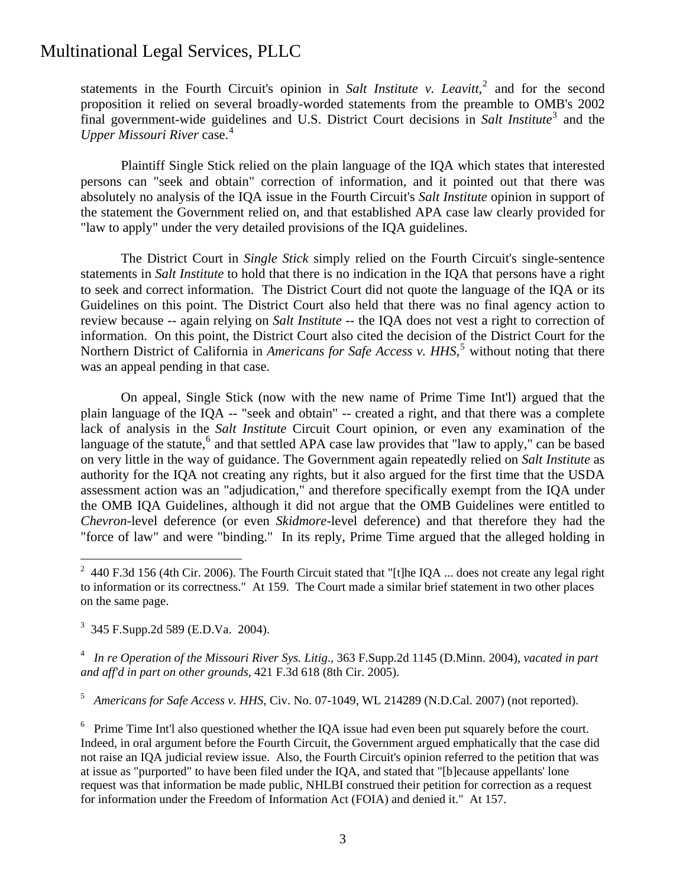statements in the Fourth Circuit's opinion in *Salt Institute v. Leavitt*,[2] and for the second proposition it relied on several broadly-worded statements from the preamble to OMB's 2002 final government-wide guidelines and U.S. District Court decisions in *Salt Institute*[3] and the *Upper Missouri River* case.[4]

Plaintiff Single Stick relied on the plain language of the IQA which states that interested persons can "seek and obtain" correction of information, and it pointed out that there was absolutely no analysis of the IQA issue in the Fourth Circuit's *Salt Institute* opinion in support of the statement the Government relied on, and that established APA case law clearly provided for "law to apply" under the very detailed provisions of the IQA guidelines.

The District Court in *Single Stick* simply relied on the Fourth Circuit's single-sentence statements in *Salt Institute* to hold that there is no indication in the IQA that persons have a right to seek and correct information. The District Court did not quote the language of the IQA or its Guidelines on this point. The District Court also held that there was no final agency action to review because -- again relying on *Salt Institute* -- the IQA does not vest a right to correction of information. On this point, the District Court also cited the decision of the District Court for the Northern District of California in *Americans for Safe Access v. HHS*,[5] without noting that there was an appeal pending in that case.

On appeal, Single Stick (now with the new name of Prime Time Int'l) argued that the plain language of the IQA -- "seek and obtain" -- created a right, and that there was a complete lack of analysis in the *Salt Institute* Circuit Court opinion, or even any examination of the language of the statute,[6] and that settled APA case law provides that "law to apply," can be based on very little in the way of guidance. The Government again repeatedly relied on *Salt Institute* as authority for the IQA not creating any rights, but it also argued for the first time that the USDA assessment action was an "adjudication," and therefore specifically exempt from the IQA under the OMB IQA Guidelines, although it did not argue that the OMB Guidelines were entitled to *Chevron*-level deference (or even *Skidmore*-level deference) and that therefore they had the "force of law" and were "binding." In its reply, Prime Time argued that the alleged holding in

---

[2] 440 F.3d 156 (4th Cir. 2006). The Fourth Circuit stated that "[t]he IQA ... does not create any legal right to information or its correctness." At 159. The Court made a similar brief statement in two other places on the same page.

[3] 345 F.Supp.2d 589 (E.D.Va. 2004).

[4] *In re Operation of the Missouri River Sys. Litig.*, 363 F.Supp.2d 1145 (D.Minn. 2004), *vacated in part and aff'd in part on other grounds*, 421 F.3d 618 (8th Cir. 2005).

[5] *Americans for Safe Access v. HHS*, Civ. No. 07-1049, WL 214289 (N.D.Cal. 2007) (not reported).

[6] Prime Time Int'l also questioned whether the IQA issue had even been put squarely before the court. Indeed, in oral argument before the Fourth Circuit, the Government argued emphatically that the case did not raise an IQA judicial review issue. Also, the Fourth Circuit's opinion referred to the petition that was at issue as "purported" to have been filed under the IQA, and stated that "[b]ecause appellants' lone request was that information be made public, NHLBI construed their petition for correction as a request for information under the Freedom of Information Act (FOIA) and denied it." At 157.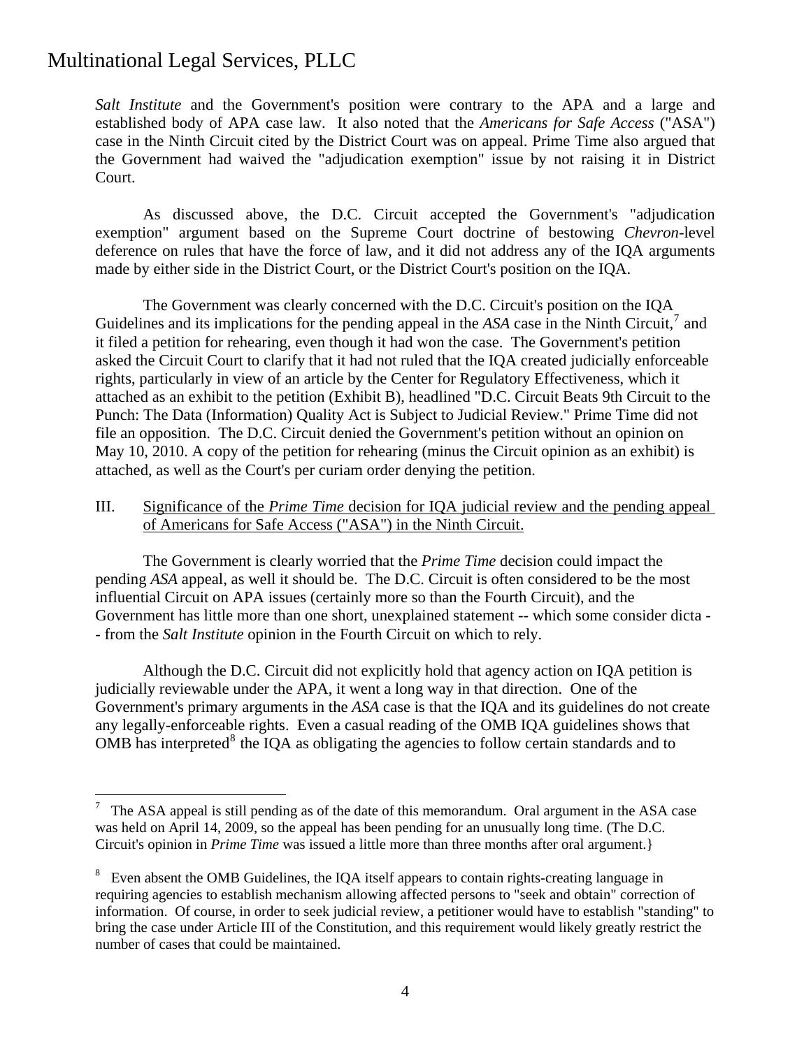*Salt Institute* and the Government's position were contrary to the APA and a large and established body of APA case law. It also noted that the *Americans for Safe Access* ("ASA") case in the Ninth Circuit cited by the District Court was on appeal. Prime Time also argued that the Government had waived the "adjudication exemption" issue by not raising it in District Court.

As discussed above, the D.C. Circuit accepted the Government's "adjudication exemption" argument based on the Supreme Court doctrine of bestowing *Chevron*-level deference on rules that have the force of law, and it did not address any of the IQA arguments made by either side in the District Court, or the District Court's position on the IQA.

The Government was clearly concerned with the D.C. Circuit's position on the IQA Guidelines and its implications for the pending appeal in the *ASA* case in the Ninth Circuit,[7] and it filed a petition for rehearing, even though it had won the case. The Government's petition asked the Circuit Court to clarify that it had not ruled that the IQA created judicially enforceable rights, particularly in view of an article by the Center for Regulatory Effectiveness, which it attached as an exhibit to the petition (Exhibit B), headlined "D.C. Circuit Beats 9th Circuit to the Punch: The Data (Information) Quality Act is Subject to Judicial Review." Prime Time did not file an opposition. The D.C. Circuit denied the Government's petition without an opinion on May 10, 2010. A copy of the petition for rehearing (minus the Circuit opinion as an exhibit) is attached, as well as the Court's per curiam order denying the petition.

## III. Significance of the *Prime Time* decision for IQA judicial review and the pending appeal of Americans for Safe Access ("ASA") in the Ninth Circuit.

The Government is clearly worried that the *Prime Time* decision could impact the pending *ASA* appeal, as well it should be. The D.C. Circuit is often considered to be the most influential Circuit on APA issues (certainly more so than the Fourth Circuit), and the Government has little more than one short, unexplained statement -- which some consider dicta -- from the *Salt Institute* opinion in the Fourth Circuit on which to rely.

Although the D.C. Circuit did not explicitly hold that agency action on IQA petition is judicially reviewable under the APA, it went a long way in that direction. One of the Government's primary arguments in the *ASA* case is that the IQA and its guidelines do not create any legally-enforceable rights. Even a casual reading of the OMB IQA guidelines shows that OMB has interpreted[8] the IQA as obligating the agencies to follow certain standards and to

---

[7] The ASA appeal is still pending as of the date of this memorandum. Oral argument in the ASA case was held on April 14, 2009, so the appeal has been pending for an unusually long time. (The D.C. Circuit's opinion in *Prime Time* was issued a little more than three months after oral argument.}

[8] Even absent the OMB Guidelines, the IQA itself appears to contain rights-creating language in requiring agencies to establish mechanism allowing affected persons to "seek and obtain" correction of information. Of course, in order to seek judicial review, a petitioner would have to establish "standing" to bring the case under Article III of the Constitution, and this requirement would likely greatly restrict the number of cases that could be maintained.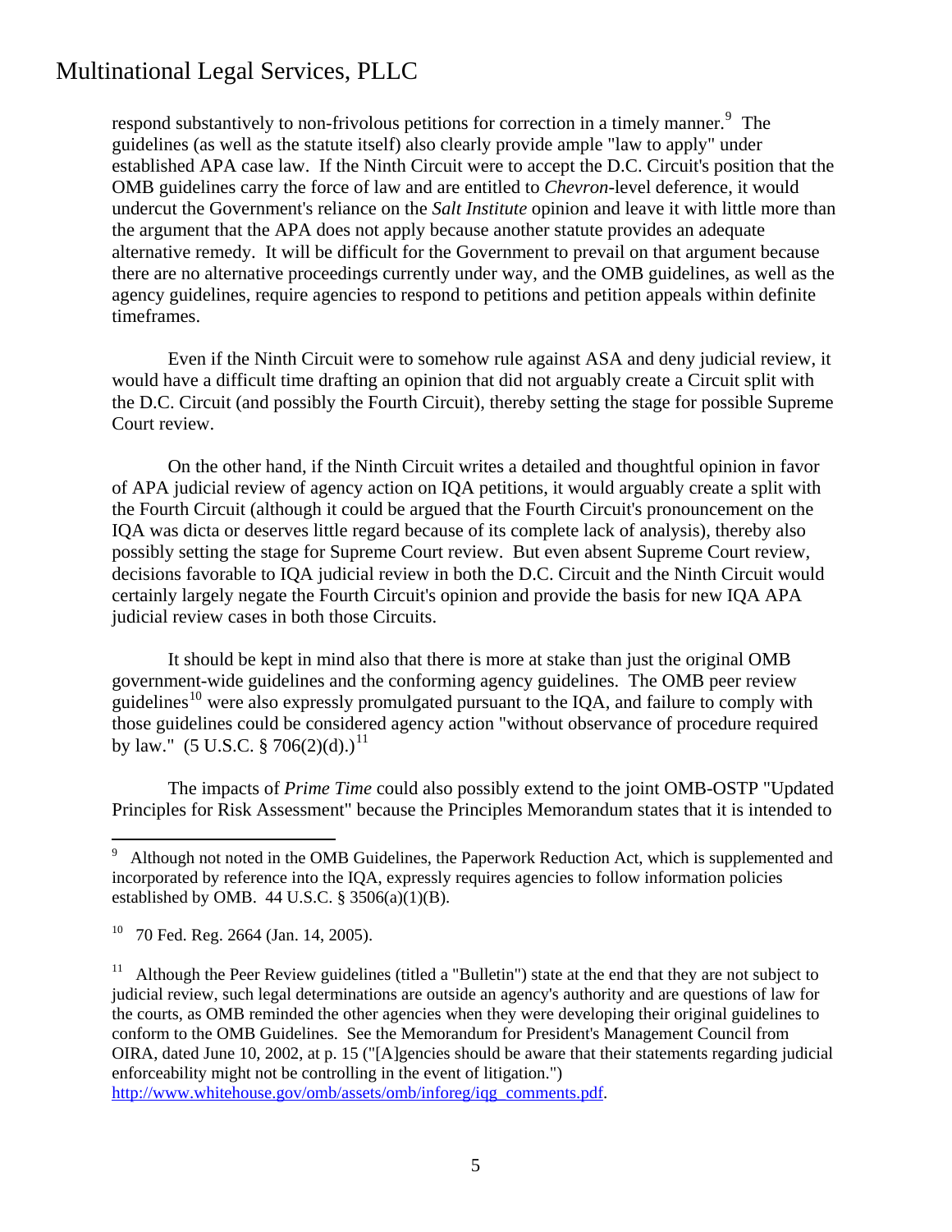respond substantively to non-frivolous petitions for correction in a timely manner.[9] The guidelines (as well as the statute itself) also clearly provide ample "law to apply" under established APA case law. If the Ninth Circuit were to accept the D.C. Circuit's position that the OMB guidelines carry the force of law and are entitled to *Chevron*-level deference, it would undercut the Government's reliance on the *Salt Institute* opinion and leave it with little more than the argument that the APA does not apply because another statute provides an adequate alternative remedy. It will be difficult for the Government to prevail on that argument because there are no alternative proceedings currently under way, and the OMB guidelines, as well as the agency guidelines, require agencies to respond to petitions and petition appeals within definite timeframes.

Even if the Ninth Circuit were to somehow rule against ASA and deny judicial review, it would have a difficult time drafting an opinion that did not arguably create a Circuit split with the D.C. Circuit (and possibly the Fourth Circuit), thereby setting the stage for possible Supreme Court review.

On the other hand, if the Ninth Circuit writes a detailed and thoughtful opinion in favor of APA judicial review of agency action on IQA petitions, it would arguably create a split with the Fourth Circuit (although it could be argued that the Fourth Circuit's pronouncement on the IQA was dicta or deserves little regard because of its complete lack of analysis), thereby also possibly setting the stage for Supreme Court review. But even absent Supreme Court review, decisions favorable to IQA judicial review in both the D.C. Circuit and the Ninth Circuit would certainly largely negate the Fourth Circuit's opinion and provide the basis for new IQA APA judicial review cases in both those Circuits.

It should be kept in mind also that there is more at stake than just the original OMB government-wide guidelines and the conforming agency guidelines. The OMB peer review guidelines[10] were also expressly promulgated pursuant to the IQA, and failure to comply with those guidelines could be considered agency action "without observance of procedure required by law." (5 U.S.C. § 706(2)(d).)[11]

The impacts of *Prime Time* could also possibly extend to the joint OMB-OSTP "Updated Principles for Risk Assessment" because the Principles Memorandum states that it is intended to

---

[9] Although not noted in the OMB Guidelines, the Paperwork Reduction Act, which is supplemented and incorporated by reference into the IQA, expressly requires agencies to follow information policies established by OMB. 44 U.S.C. § 3506(a)(1)(B).

[10] 70 Fed. Reg. 2664 (Jan. 14, 2005).

[11] Although the Peer Review guidelines (titled a "Bulletin") state at the end that they are not subject to judicial review, such legal determinations are outside an agency's authority and are questions of law for the courts, as OMB reminded the other agencies when they were developing their original guidelines to conform to the OMB Guidelines. See the Memorandum for President's Management Council from OIRA, dated June 10, 2002, at p. 15 ("[A]gencies should be aware that their statements regarding judicial enforceability might not be controlling in the event of litigation.") http://www.whitehouse.gov/omb/assets/omb/inforeg/iqg_comments.pdf.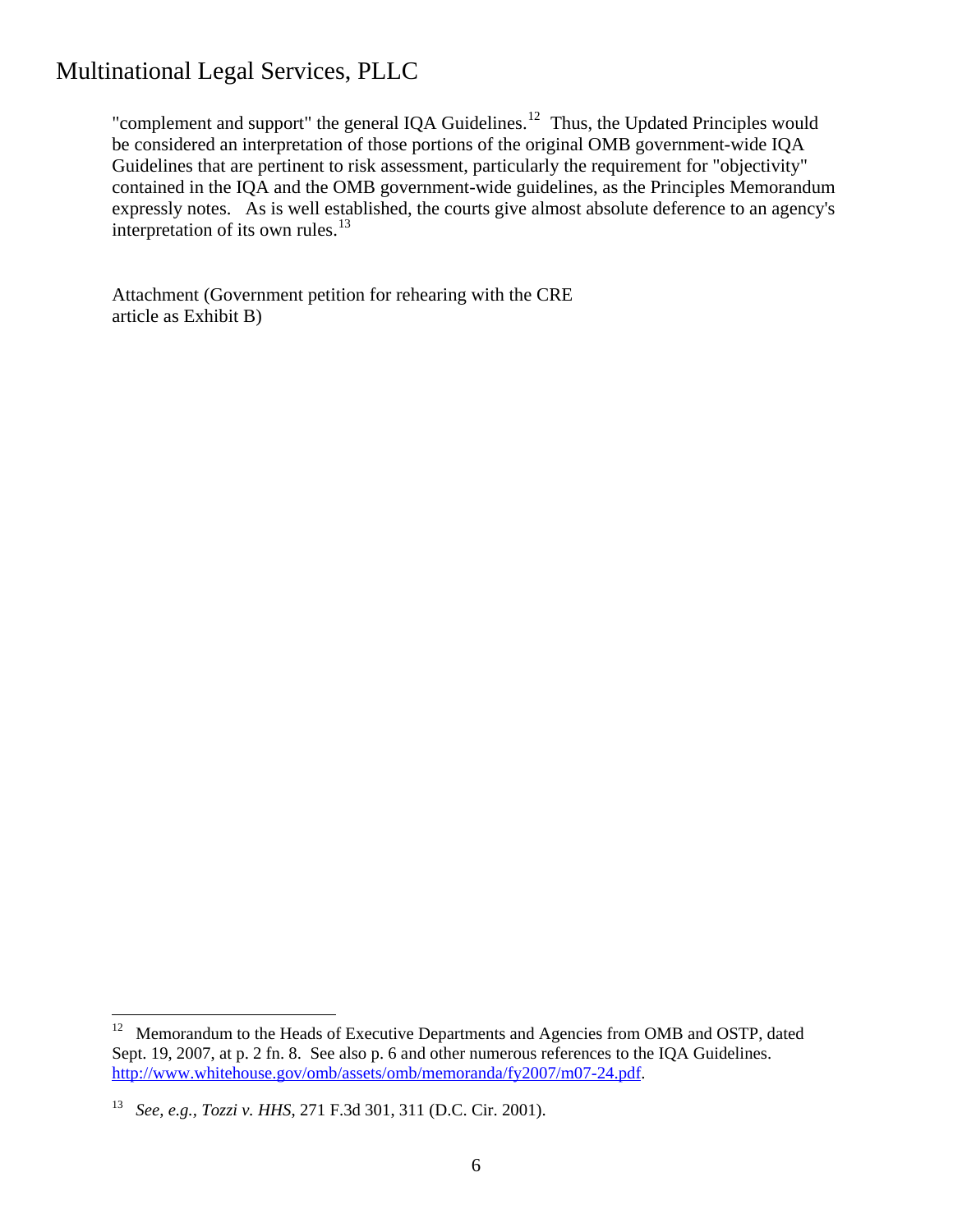"complement and support" the general IQA Guidelines.[12] Thus, the Updated Principles would be considered an interpretation of those portions of the original OMB government-wide IQA Guidelines that are pertinent to risk assessment, particularly the requirement for "objectivity" contained in the IQA and the OMB government-wide guidelines, as the Principles Memorandum expressly notes. As is well established, the courts give almost absolute deference to an agency's interpretation of its own rules.[13]

Attachment (Government petition for rehearing with the CRE article as Exhibit B)

---

[12] Memorandum to the Heads of Executive Departments and Agencies from OMB and OSTP, dated Sept. 19, 2007, at p. 2 fn. 8. See also p. 6 and other numerous references to the IQA Guidelines. http://www.whitehouse.gov/omb/assets/omb/memoranda/fy2007/m07-24.pdf.

[13] *See, e.g., Tozzi v. HHS*, 271 F.3d 301, 311 (D.C. Cir. 2001).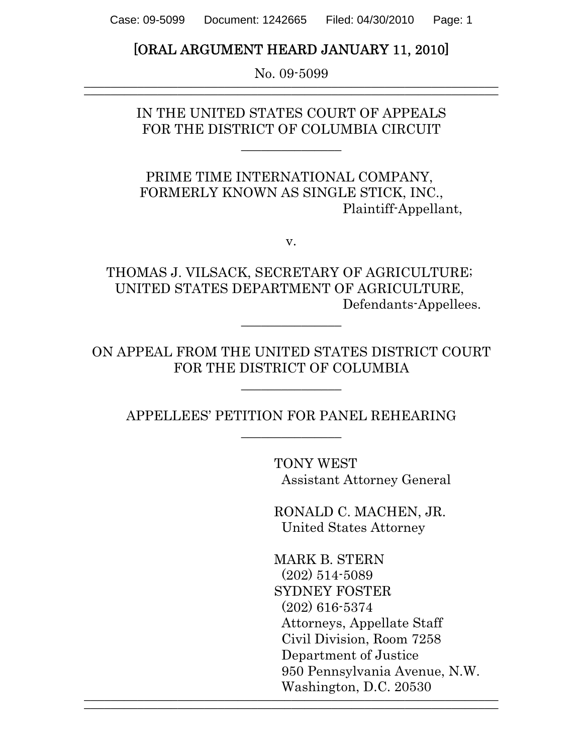[ORAL ARGUMENT HEARD JANUARY 11, 2010]

No. 09-5099

---

IN THE UNITED STATES COURT OF APPEALS
FOR THE DISTRICT OF COLUMBIA CIRCUIT

---

PRIME TIME INTERNATIONAL COMPANY,
FORMERLY KNOWN AS SINGLE STICK, INC.,
Plaintiff-Appellant,

v.

THOMAS J. VILSACK, SECRETARY OF AGRICULTURE;
UNITED STATES DEPARTMENT OF AGRICULTURE,
Defendants-Appellees.

---

ON APPEAL FROM THE UNITED STATES DISTRICT COURT
FOR THE DISTRICT OF COLUMBIA

---

APPELLEES' PETITION FOR PANEL REHEARING

---

TONY WEST
Assistant Attorney General

RONALD C. MACHEN, JR.
United States Attorney

MARK B. STERN
(202) 514-5089
SYDNEY FOSTER
(202) 616-5374
Attorneys, Appellate Staff
Civil Division, Room 7258
Department of Justice
950 Pennsylvania Avenue, N.W.
Washington, D.C. 20530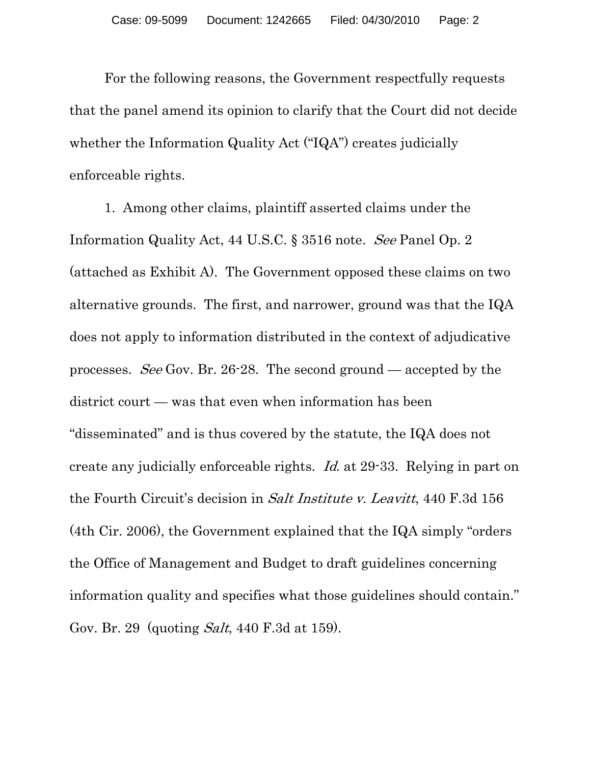For the following reasons, the Government respectfully requests that the panel amend its opinion to clarify that the Court did not decide whether the Information Quality Act ("IQA") creates judicially enforceable rights.

1. Among other claims, plaintiff asserted claims under the Information Quality Act, 44 U.S.C. § 3516 note. *See* Panel Op. 2 (attached as Exhibit A). The Government opposed these claims on two alternative grounds. The first, and narrower, ground was that the IQA does not apply to information distributed in the context of adjudicative processes. *See* Gov. Br. 26-28. The second ground — accepted by the district court — was that even when information has been "disseminated" and is thus covered by the statute, the IQA does not create any judicially enforceable rights. *Id.* at 29-33. Relying in part on the Fourth Circuit's decision in *Salt Institute v. Leavitt*, 440 F.3d 156 (4th Cir. 2006), the Government explained that the IQA simply "orders the Office of Management and Budget to draft guidelines concerning information quality and specifies what those guidelines should contain." Gov. Br. 29 (quoting *Salt*, 440 F.3d at 159).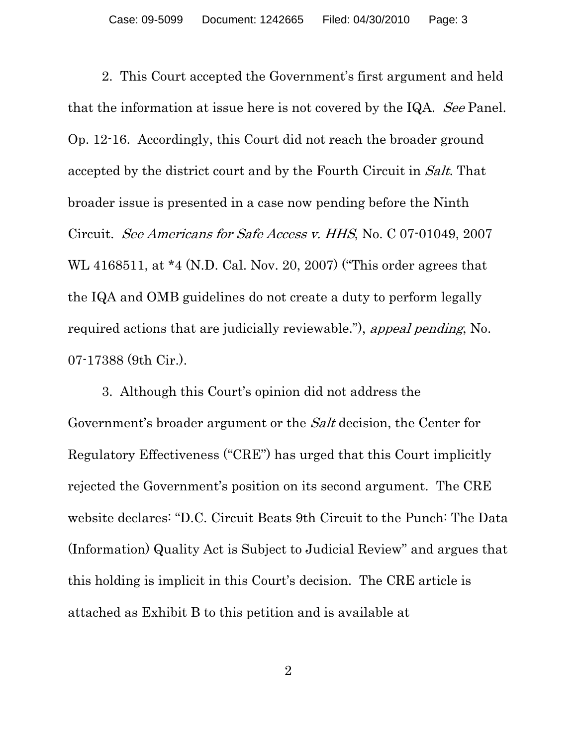2. This Court accepted the Government's first argument and held that the information at issue here is not covered by the IQA. *See* Panel. Op. 12-16. Accordingly, this Court did not reach the broader ground accepted by the district court and by the Fourth Circuit in *Salt*. That broader issue is presented in a case now pending before the Ninth Circuit. *See Americans for Safe Access v. HHS*, No. C 07-01049, 2007 WL 4168511, at *4 (N.D. Cal. Nov. 20, 2007) ("This order agrees that the IQA and OMB guidelines do not create a duty to perform legally required actions that are judicially reviewable."), *appeal pending*, No. 07-17388 (9th Cir.).

3. Although this Court's opinion did not address the Government's broader argument or the *Salt* decision, the Center for Regulatory Effectiveness ("CRE") has urged that this Court implicitly rejected the Government's position on its second argument. The CRE website declares: "D.C. Circuit Beats 9th Circuit to the Punch: The Data (Information) Quality Act is Subject to Judicial Review" and argues that this holding is implicit in this Court's decision. The CRE article is attached as Exhibit B to this petition and is available at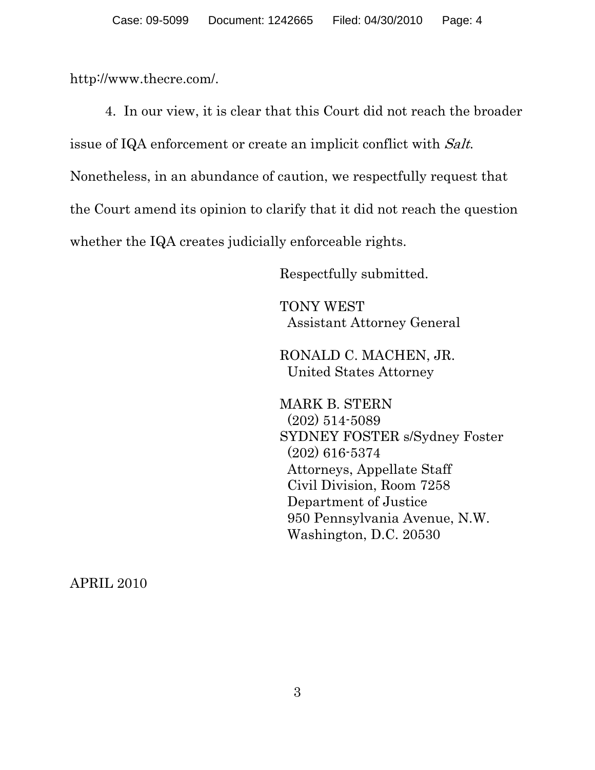http://www.thecre.com/.

4. In our view, it is clear that this Court did not reach the broader issue of IQA enforcement or create an implicit conflict with *Salt*. Nonetheless, in an abundance of caution, we respectfully request that the Court amend its opinion to clarify that it did not reach the question whether the IQA creates judicially enforceable rights.

Respectfully submitted.

TONY WEST
Assistant Attorney General

RONALD C. MACHEN, JR.
United States Attorney

MARK B. STERN
(202) 514-5089
SYDNEY FOSTER s/Sydney Foster
(202) 616-5374
Attorneys, Appellate Staff
Civil Division, Room 7258
Department of Justice
950 Pennsylvania Avenue, N.W.
Washington, D.C. 20530

APRIL 2010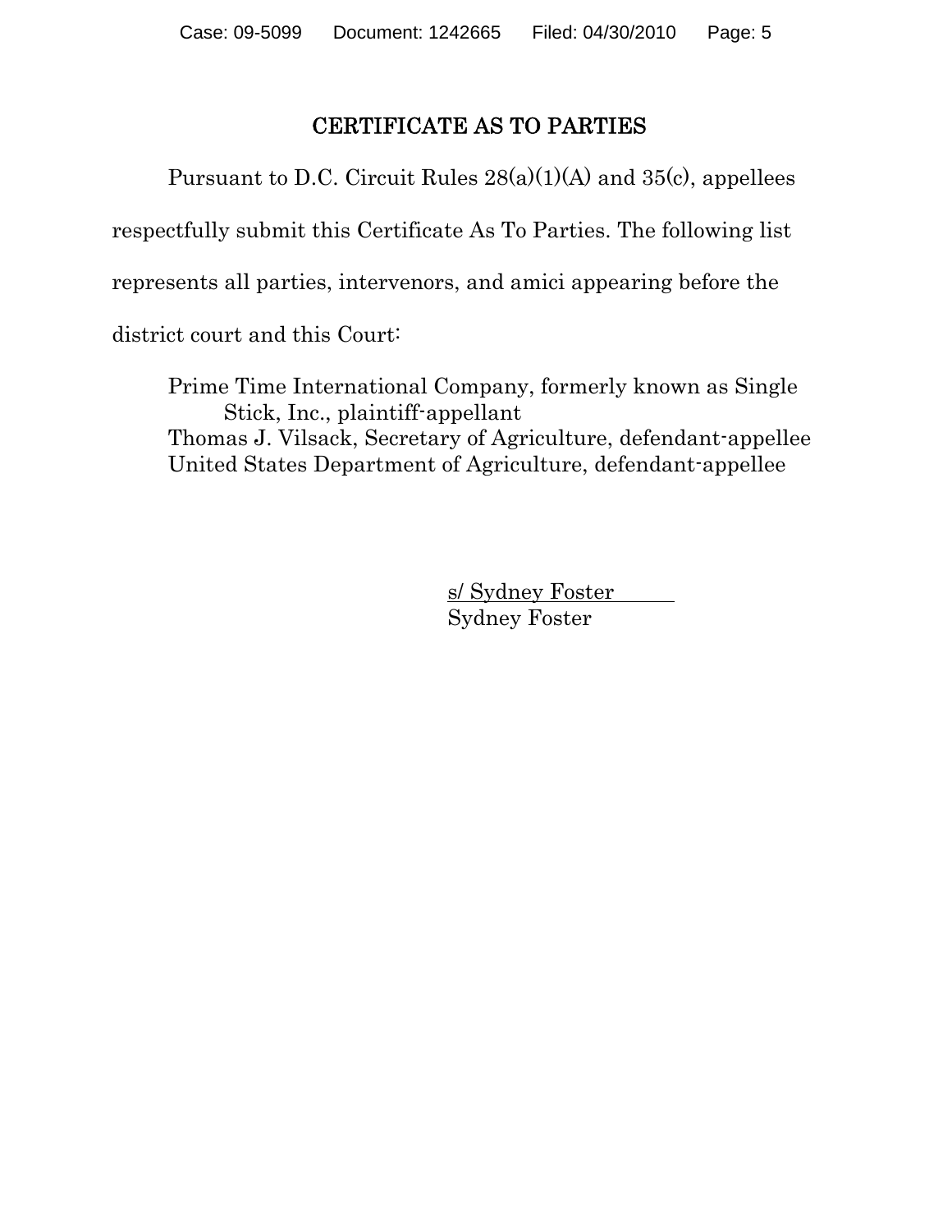## CERTIFICATE AS TO PARTIES

Pursuant to D.C. Circuit Rules 28(a)(1)(A) and 35(c), appellees respectfully submit this Certificate As To Parties. The following list represents all parties, intervenors, and amici appearing before the district court and this Court:

Prime Time International Company, formerly known as Single Stick, Inc., plaintiff-appellant
Thomas J. Vilsack, Secretary of Agriculture, defendant-appellee
United States Department of Agriculture, defendant-appellee

s/ Sydney Foster
Sydney Foster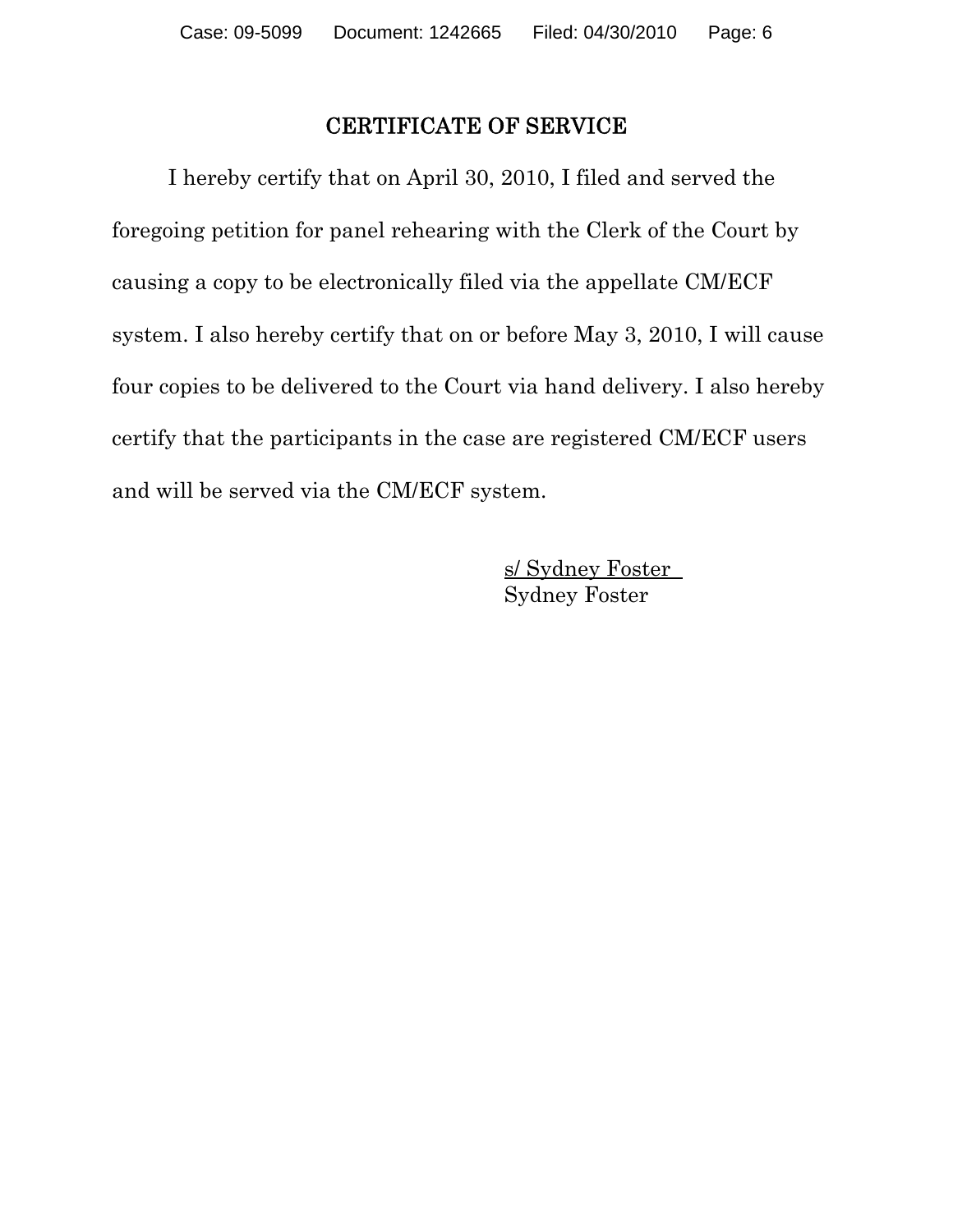## CERTIFICATE OF SERVICE

I hereby certify that on April 30, 2010, I filed and served the foregoing petition for panel rehearing with the Clerk of the Court by causing a copy to be electronically filed via the appellate CM/ECF system. I also hereby certify that on or before May 3, 2010, I will cause four copies to be delivered to the Court via hand delivery. I also hereby certify that the participants in the case are registered CM/ECF users and will be served via the CM/ECF system.

s/ Sydney Foster
Sydney Foster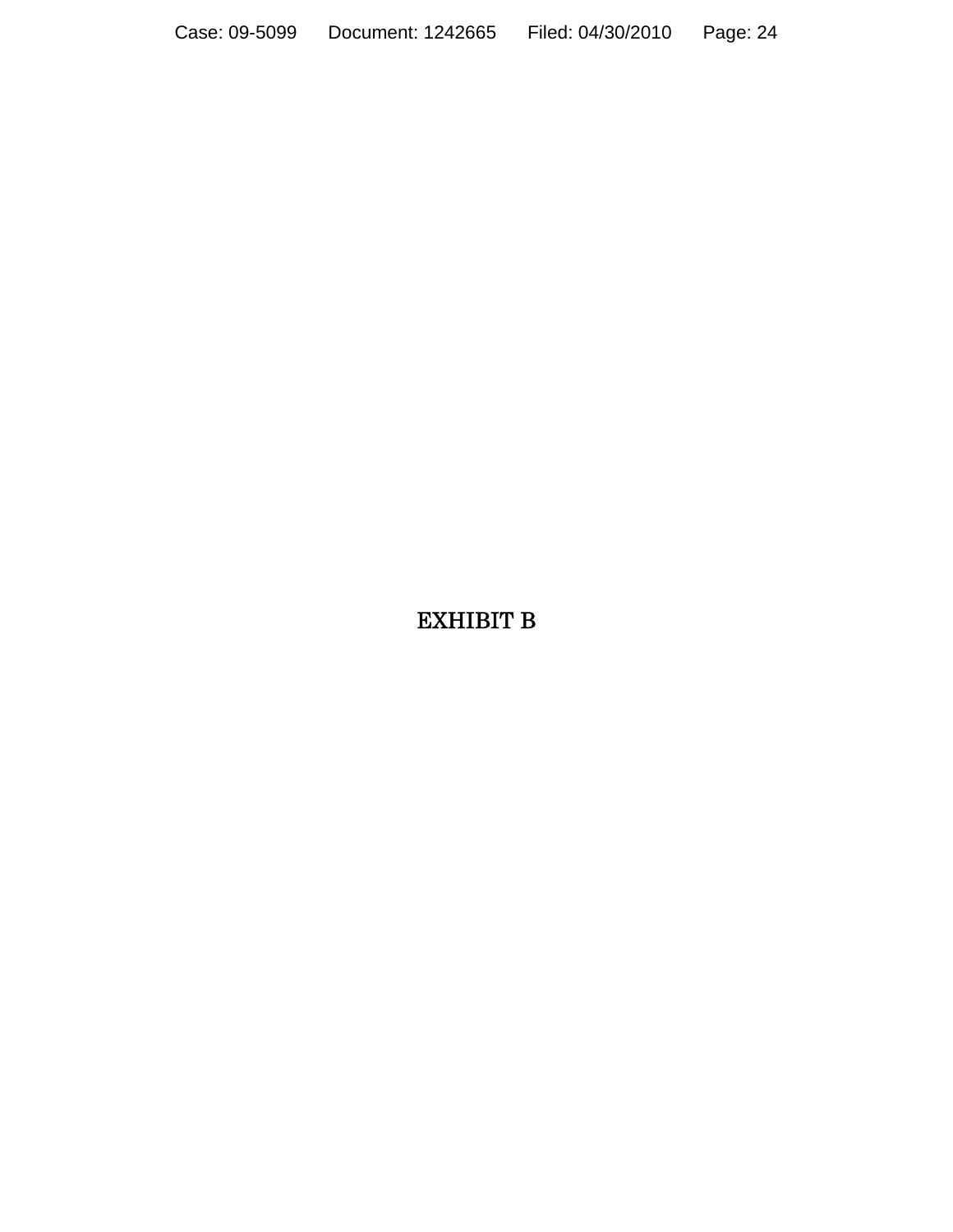EXHIBIT B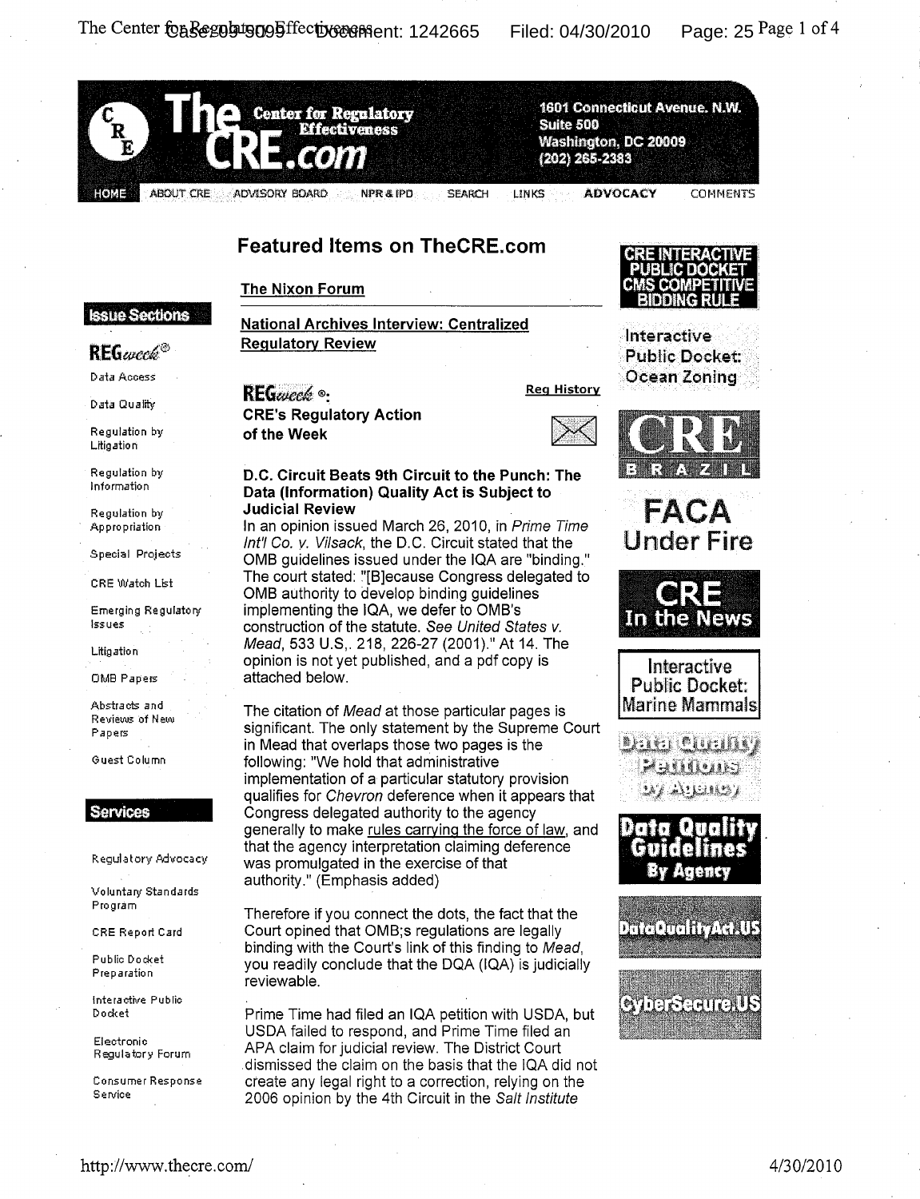# The CRE.com

**Center for Regulatory Effectiveness**

1601 Connecticut Avenue. N.W.
Suite 500
Washington, DC 20009
(202) 265-2383

HOME | ABOUT CRE | ADVISORY BOARD | NPR & IPD | SEARCH | LINKS | ADVOCACY | COMMENTS

## Featured Items on TheCRE.com

The Nixon Forum

National Archives Interview: Centralized Regulatory Review

**REGweek®: CRE's Regulatory Action of the Week**

Reg History

**D.C. Circuit Beats 9th Circuit to the Punch: The Data (Information) Quality Act is Subject to Judicial Review**

In an opinion issued March 26, 2010, in *Prime Time Int'l Co. v. Vilsack*, the D.C. Circuit stated that the OMB guidelines issued under the IQA are "binding." The court stated: "[B]ecause Congress delegated to OMB authority to develop binding guidelines implementing the IQA, we defer to OMB's construction of the statute. *See United States v. Mead*, 533 U.S,. 218, 226-27 (2001)." At 14. The opinion is not yet published, and a pdf copy is attached below.

The citation of *Mead* at those particular pages is significant. The only statement by the Supreme Court in Mead that overlaps those two pages is the following: "We hold that administrative implementation of a particular statutory provision qualifies for *Chevron* deference when it appears that Congress delegated authority to the agency generally to make rules carrying the force of law, and that the agency interpretation claiming deference was promulgated in the exercise of that authority." (Emphasis added)

Therefore if you connect the dots, the fact that the Court opined that OMB;s regulations are legally binding with the Court's link of this finding to *Mead*, you readily conclude that the DQA (IQA) is judicially reviewable.

Prime Time had filed an IQA petition with USDA, but USDA failed to respond, and Prime Time filed an APA claim for judicial review. The District Court dismissed the claim on the basis that the IQA did not create any legal right to a correction, relying on the 2006 opinion by the 4th Circuit in the *Salt Institute*

### Issue Sections

REGweek®

- Data Access
- Data Quality
- Regulation by Litigation
- Regulation by Information
- Regulation by Appropriation
- Special Projects
- CRE Watch List
- Emerging Regulatory Issues
- Litigation
- OMB Papers
- Abstracts and Reviews of New Papers
- Guest Column

### Services

- Regulatory Advocacy
- Voluntary Standards Program
- CRE Report Card
- Public Docket Preparation
- Interactive Public Docket
- Electronic Regulatory Forum
- Consumer Response Service

CRE INTERACTIVE PUBLIC DOCKET CMS COMPETITIVE BIDDING RULE

Interactive Public Docket: Ocean Zoning

CRE BRAZIL

FACA Under Fire

CRE In the News

Interactive Public Docket: Marine Mammals

Data Quality Petitions by Agency

Data Quality Guidelines By Agency

DataQualityAct.US

CyberSecure.US

http://www.thecre.com/ 4/30/2010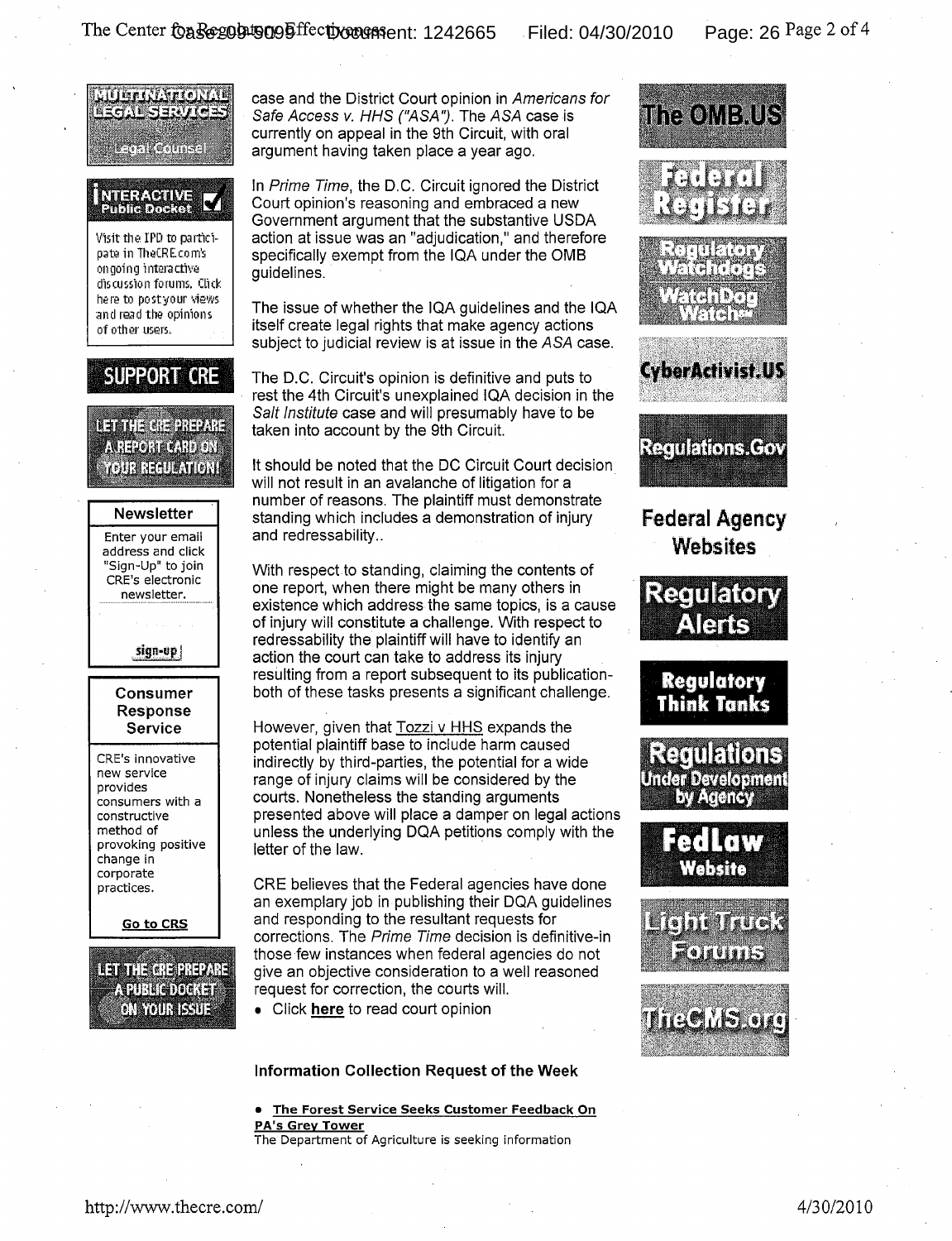case and the District Court opinion in *Americans for Safe Access v. HHS ("ASA")*. The *ASA* case is currently on appeal in the 9th Circuit, with oral argument having taken place a year ago.

In *Prime Time*, the D.C. Circuit ignored the District Court opinion's reasoning and embraced a new Government argument that the substantive USDA action at issue was an "adjudication," and therefore specifically exempt from the IQA under the OMB guidelines.

The issue of whether the IQA guidelines and the IQA itself create legal rights that make agency actions subject to judicial review is at issue in the *ASA* case.

The D.C. Circuit's opinion is definitive and puts to rest the 4th Circuit's unexplained IQA decision in the *Salt Institute* case and will presumably have to be taken into account by the 9th Circuit.

It should be noted that the DC Circuit Court decision will not result in an avalanche of litigation for a number of reasons. The plaintiff must demonstrate standing which includes a demonstration of injury and redressability..

With respect to standing, claiming the contents of one report, when there might be many others in existence which address the same topics, is a cause of injury will constitute a challenge. With respect to redressability the plaintiff will have to identify an action the court can take to address its injury resulting from a report subsequent to its publication-both of these tasks presents a significant challenge.

However, given that Tozzi v HHS expands the potential plaintiff base to include harm caused indirectly by third-parties, the potential for a wide range of injury claims will be considered by the courts. Nonetheless the standing arguments presented above will place a damper on legal actions unless the underlying DQA petitions comply with the letter of the law.

CRE believes that the Federal agencies have done an exemplary job in publishing their DQA guidelines and responding to the resultant requests for corrections. The *Prime Time* decision is definitive-in those few instances when federal agencies do not give an objective consideration to a well reasoned request for correction, the courts will.

- Click **here** to read court opinion

### Information Collection Request of the Week

- **The Forest Service Seeks Customer Feedback On PA's Grey Tower**

The Department of Agriculture is seeking information

MULTINATIONAL LEGAL SERVICES
Legal Counsel

INTERACTIVE Public Docket

Visit the IPD to participate in TheCRE.com's ongoing interactive discussion forums. Click here to post your views and read the opinions of other users.

SUPPORT CRE

LET THE CRE PREPARE A REPORT CARD ON YOUR REGULATION!

**Newsletter**

Enter your email address and click "Sign-Up" to join CRE's electronic newsletter.

sign-up

**Consumer Response Service**

CRE's innovative new service provides consumers with a constructive method of provoking positive change in corporate practices.

**Go to CRS**

LET THE CRE PREPARE A PUBLIC DOCKET ON YOUR ISSUE

The OMB.US

Federal Register

Regulatory Watchdogs

WatchDog Watch

CyberActivist.US

Regulations.Gov

**Federal Agency Websites**

Regulatory Alerts

Regulatory Think Tanks

Regulations Under Development by Agency

FedLaw Website

Light Truck Forums

TheCMS.org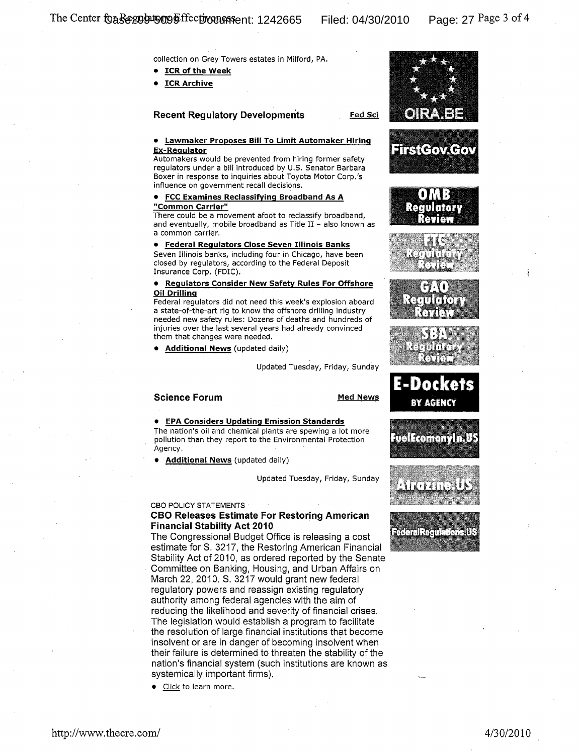collection on Grey Towers estates in Milford, PA.

- **ICR of the Week**
- **ICR Archive**

### Recent Regulatory Developments

**Fed Sci**

- **Lawmaker Proposes Bill To Limit Automaker Hiring Ex-Regulator**

Automakers would be prevented from hiring former safety regulators under a bill introduced by U.S. Senator Barbara Boxer in response to inquiries about Toyota Motor Corp.'s influence on government recall decisions.

- **FCC Examines Reclassifying Broadband As A "Common Carrier"**

There could be a movement afoot to reclassify broadband, and eventually, mobile broadband as Title II – also known as a common carrier.

- **Federal Regulators Close Seven Illinois Banks**

Seven Illinois banks, including four in Chicago, have been closed by regulators, according to the Federal Deposit Insurance Corp. (FDIC).

- **Regulators Consider New Safety Rules For Offshore Oil Drilling**

Federal regulators did not need this week's explosion aboard a state-of-the-art rig to know the offshore drilling industry needed new safety rules: Dozens of deaths and hundreds of injuries over the last several years had already convinced them that changes were needed.

- **Additional News** (updated daily)

Updated Tuesday, Friday, Sunday

### Science Forum

**Med News**

- **EPA Considers Updating Emission Standards**

The nation's oil and chemical plants are spewing a lot more pollution than they report to the Environmental Protection Agency.

- **Additional News** (updated daily)

Updated Tuesday, Friday, Sunday

CBO POLICY STATEMENTS

### CBO Releases Estimate For Restoring American Financial Stability Act 2010

The Congressional Budget Office is releasing a cost estimate for S. 3217, the Restoring American Financial Stability Act of 2010, as ordered reported by the Senate Committee on Banking, Housing, and Urban Affairs on March 22, 2010. S. 3217 would grant new federal regulatory powers and reassign existing regulatory authority among federal agencies with the aim of reducing the likelihood and severity of financial crises. The legislation would establish a program to facilitate the resolution of large financial institutions that become insolvent or are in danger of becoming insolvent when their failure is determined to threaten the stability of the nation's financial system (such institutions are known as systemically important firms).

- Click to learn more.

OIRA.BE

FirstGov.Gov

OMB Regulatory Review

FTC Regulatory Review

GAO Regulatory Review

SBA Regulatory Review

E-Dockets BY AGENCY

FuelEconomyIn.US

Atrazine.US

FederalRegulations.US